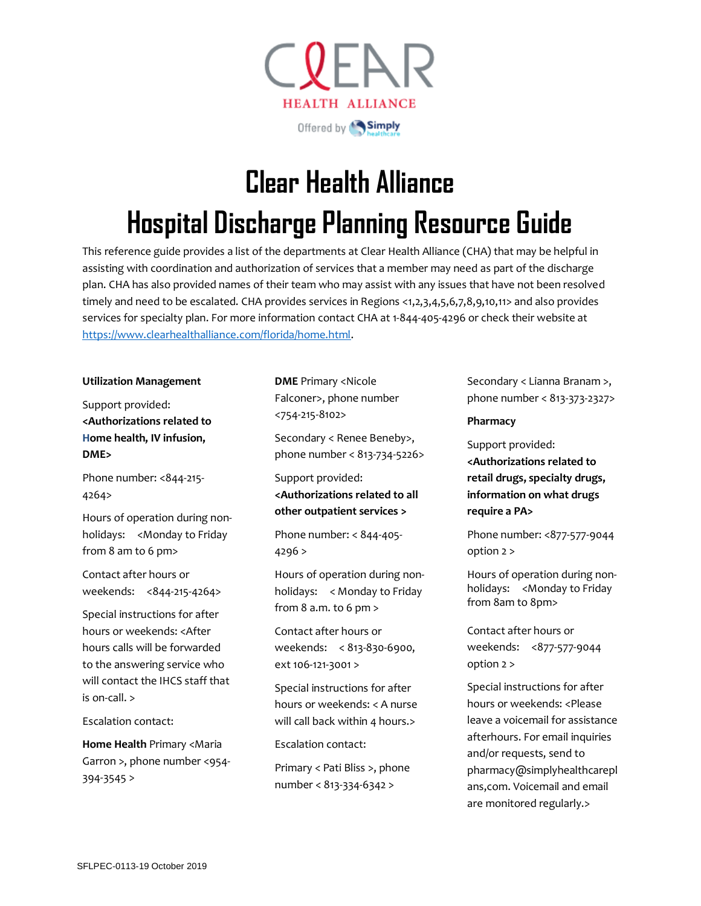# Clear Health Alliance

# Hospital Discharge Planning Resource Guide

This reference guide provides a list of the departments at Clear Health Alliance (CHA) that may be helpful in assisting with coordination and authorization of services that a member may need as part of the discharge plan. CHA has also provided names of their team who may assist with any issues that have not been resolved timely and need to be escalated. CHA provides services in Regions <1,2,3,4,5,6,7,8,9,10,11> and also provides services for specialty plan. For more information contact CHA at 1-844-405-4296 or check their website at https://www.clearhealthalliance.com/florida/home.html.

**Utilization Management**

Support provided: **<Authorizations related to Home health, IV infusion, DME>**

Phone number: <844-215-4264>

Hours of operation during non-holidays: <Monday to Friday from 8 am to 6 pm>

Contact after hours or weekends: <844-215-4264>

Special instructions for after hours or weekends: <After hours calls will be forwarded to the answering service who will contact the IHCS staff that is on-call. >

Escalation contact:

**Home Health** Primary <Maria Garron >, phone number <954-394-3545 >

**DME** Primary <Nicole Falconer>, phone number <754-215-8102>

Secondary < Renee Beneby>, phone number < 813-734-5226>

Support provided: **<Authorizations related to all other outpatient services >**

Phone number: < 844-405-4296 >

Hours of operation during non-holidays: < Monday to Friday from 8 a.m. to 6 pm >

Contact after hours or weekends: < 813-830-6900, ext 106-121-3001 >

Special instructions for after hours or weekends: < A nurse will call back within 4 hours.>

Escalation contact:

Primary < Pati Bliss >, phone number < 813-334-6342 >

Secondary < Lianna Branam >, phone number < 813-373-2327>

**Pharmacy**

Support provided: **<Authorizations related to retail drugs, specialty drugs, information on what drugs require a PA>**

Phone number: <877-577-9044 option 2 >

Hours of operation during non-holidays: <Monday to Friday from 8am to 8pm>

Contact after hours or weekends: <877-577-9044 option 2 >

Special instructions for after hours or weekends: <Please leave a voicemail for assistance afterhours. For email inquiries and/or requests, send to pharmacy@simplyhealthcareplans,com. Voicemail and email are monitored regularly.>

SFLPEC-0113-19 October 2019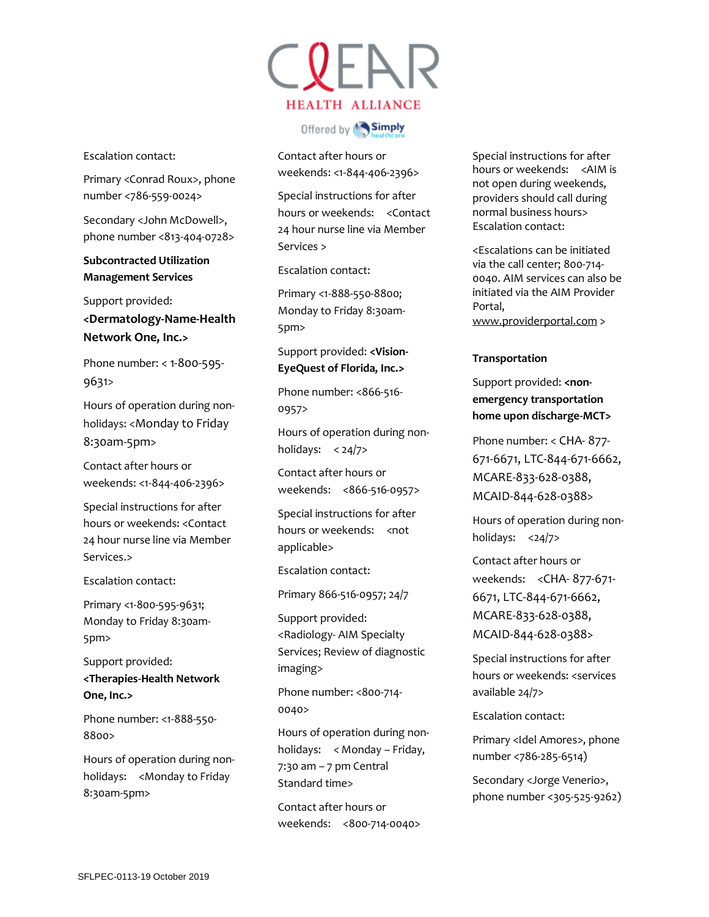Escalation contact:

Primary <Conrad Roux>, phone number <786-559-0024>

Secondary <John McDowell>, phone number <813-404-0728>

**Subcontracted Utilization Management Services**

Support provided: **<Dermatology-Name-Health Network One, Inc.>**

Phone number: < 1-800-595-9631>

Hours of operation during non-holidays: <Monday to Friday 8:30am-5pm>

Contact after hours or weekends: <1-844-406-2396>

Special instructions for after hours or weekends: <Contact 24 hour nurse line via Member Services.>

Escalation contact:

Primary <1-800-595-9631; Monday to Friday 8:30am-5pm>

Support provided: **<Therapies-Health Network One, Inc.>**

Phone number: <1-888-550-8800>

Hours of operation during non-holidays: <Monday to Friday 8:30am-5pm>

Contact after hours or weekends: <1-844-406-2396>

Special instructions for after hours or weekends: <Contact 24 hour nurse line via Member Services >

Escalation contact:

Primary <1-888-550-8800; Monday to Friday 8:30am-5pm>

Support provided: **<Vision-EyeQuest of Florida, Inc.>**

Phone number: <866-516-0957>

Hours of operation during non-holidays: < 24/7>

Contact after hours or weekends: <866-516-0957>

Special instructions for after hours or weekends: <not applicable>

Escalation contact:

Primary 866-516-0957; 24/7

Support provided: <Radiology- AIM Specialty Services; Review of diagnostic imaging>

Phone number: <800-714-0040>

Hours of operation during non-holidays: < Monday – Friday, 7:30 am – 7 pm Central Standard time>

Contact after hours or weekends: <800-714-0040>

Special instructions for after hours or weekends: <AIM is not open during weekends, providers should call during normal business hours>

Escalation contact:

<Escalations can be initiated via the call center; 800-714-0040. AIM services can also be initiated via the AIM Provider Portal, www.providerportal.com >

**Transportation**

Support provided: **<non-emergency transportation home upon discharge-MCT>**

Phone number: < CHA- 877-671-6671, LTC-844-671-6662, MCARE-833-628-0388, MCAID-844-628-0388>

Hours of operation during non-holidays: <24/7>

Contact after hours or weekends: <CHA- 877-671-6671, LTC-844-671-6662, MCARE-833-628-0388, MCAID-844-628-0388>

Special instructions for after hours or weekends: <services available 24/7>

Escalation contact:

Primary <Idel Amores>, phone number <786-285-6514)

Secondary <Jorge Venerio>, phone number <305-525-9262)

SFLPEC-0113-19 October 2019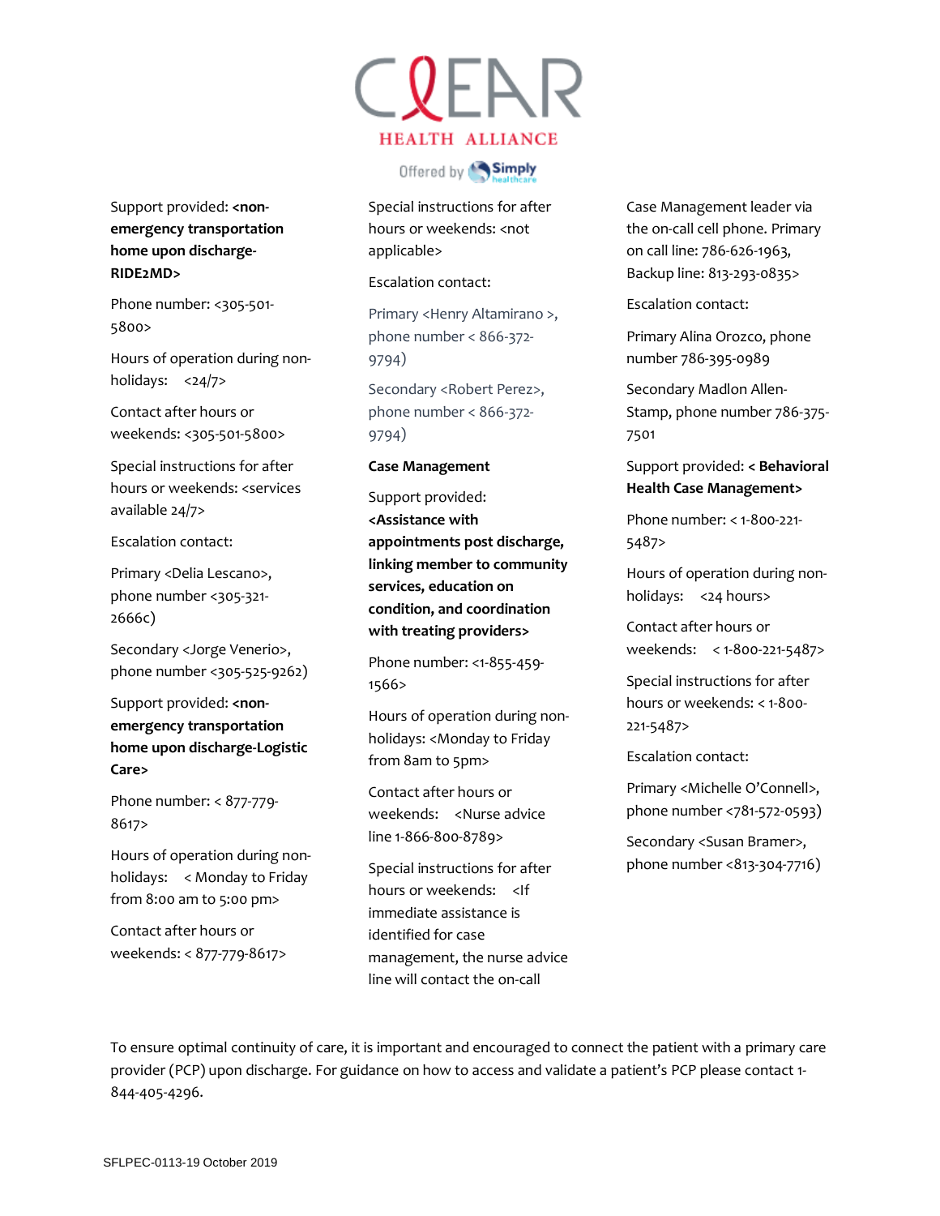# CLEAR HEALTH ALLIANCE

Offered by Simply healthcare

Support provided: **<non-emergency transportation home upon discharge-RIDE2MD>**

Phone number: <305-501-5800>

Hours of operation during non-holidays: <24/7>

Contact after hours or weekends: <305-501-5800>

Special instructions for after hours or weekends: <services available 24/7>

Escalation contact:

Primary <Delia Lescano>, phone number <305-321-2666c)

Secondary <Jorge Venerio>, phone number <305-525-9262)

Support provided: **<non-emergency transportation home upon discharge-Logistic Care>**

Phone number: < 877-779-8617>

Hours of operation during non-holidays: < Monday to Friday from 8:00 am to 5:00 pm>

Contact after hours or weekends: < 877-779-8617>

Special instructions for after hours or weekends: <not applicable>

Escalation contact:

Primary <Henry Altamirano >, phone number < 866-372-9794)

Secondary <Robert Perez>, phone number < 866-372-9794)

**Case Management**

Support provided: **<Assistance with appointments post discharge, linking member to community services, education on condition, and coordination with treating providers>**

Phone number: <1-855-459-1566>

Hours of operation during non-holidays: <Monday to Friday from 8am to 5pm>

Contact after hours or weekends: <Nurse advice line 1-866-800-8789>

Special instructions for after hours or weekends: <If immediate assistance is identified for case management, the nurse advice line will contact the on-call Case Management leader via the on-call cell phone. Primary on call line: 786-626-1963, Backup line: 813-293-0835>

Escalation contact:

Primary Alina Orozco, phone number 786-395-0989

Secondary Madlon Allen-Stamp, phone number 786-375-7501

Support provided: **< Behavioral Health Case Management>**

Phone number: < 1-800-221-5487>

Hours of operation during non-holidays: <24 hours>

Contact after hours or weekends: < 1-800-221-5487>

Special instructions for after hours or weekends: < 1-800-221-5487>

Escalation contact:

Primary <Michelle O'Connell>, phone number <781-572-0593)

Secondary <Susan Bramer>, phone number <813-304-7716)

To ensure optimal continuity of care, it is important and encouraged to connect the patient with a primary care provider (PCP) upon discharge. For guidance on how to access and validate a patient's PCP please contact 1-844-405-4296.

SFLPEC-0113-19 October 2019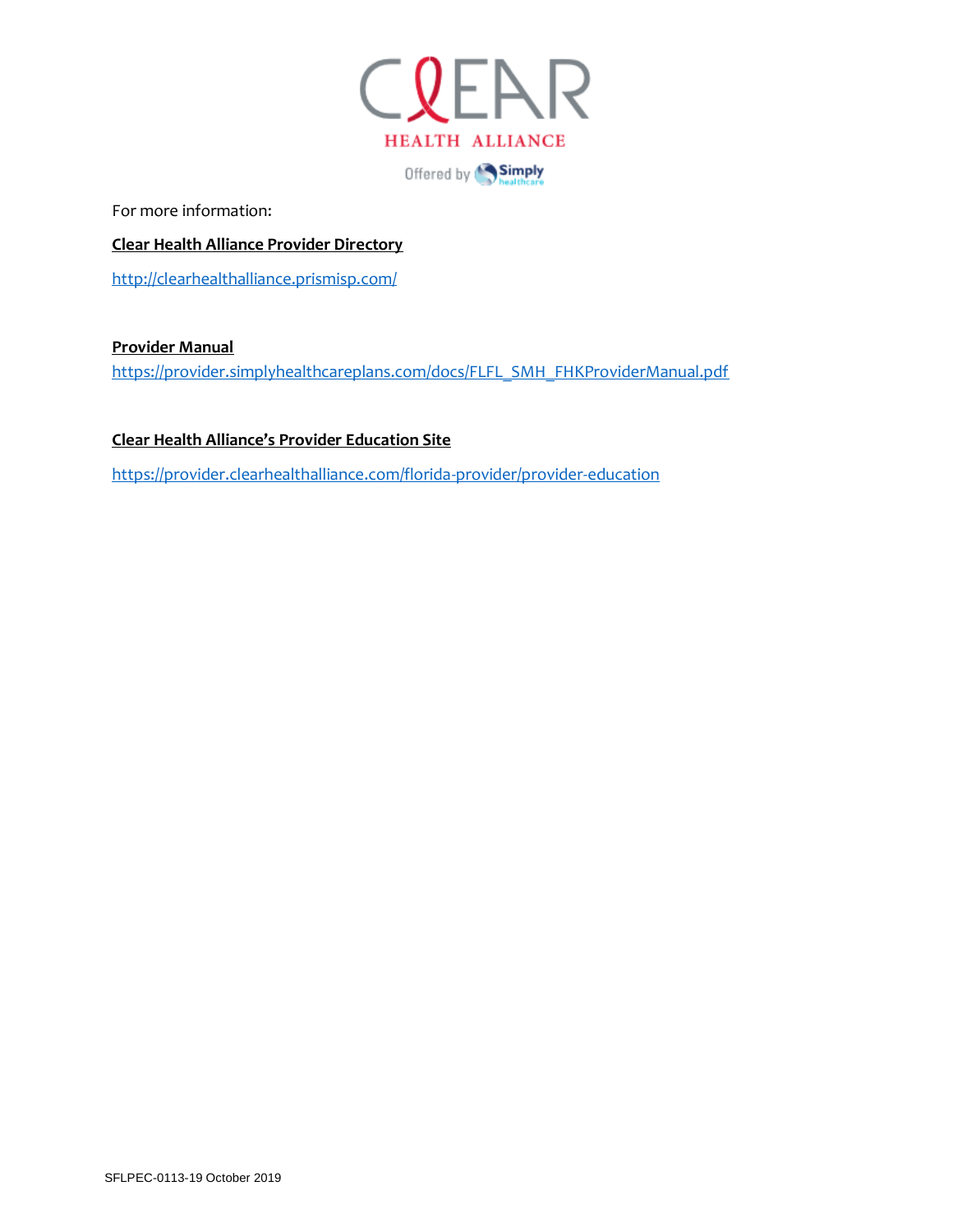CLEAR

HEALTH ALLIANCE

Offered by Simply healthcare

For more information:

**Clear Health Alliance Provider Directory**

http://clearhealthalliance.prismisp.com/

**Provider Manual**

https://provider.simplyhealthcareplans.com/docs/FLFL_SMH_FHKProviderManual.pdf

**Clear Health Alliance's Provider Education Site**

https://provider.clearhealthalliance.com/florida-provider/provider-education

SFLPEC-0113-19 October 2019